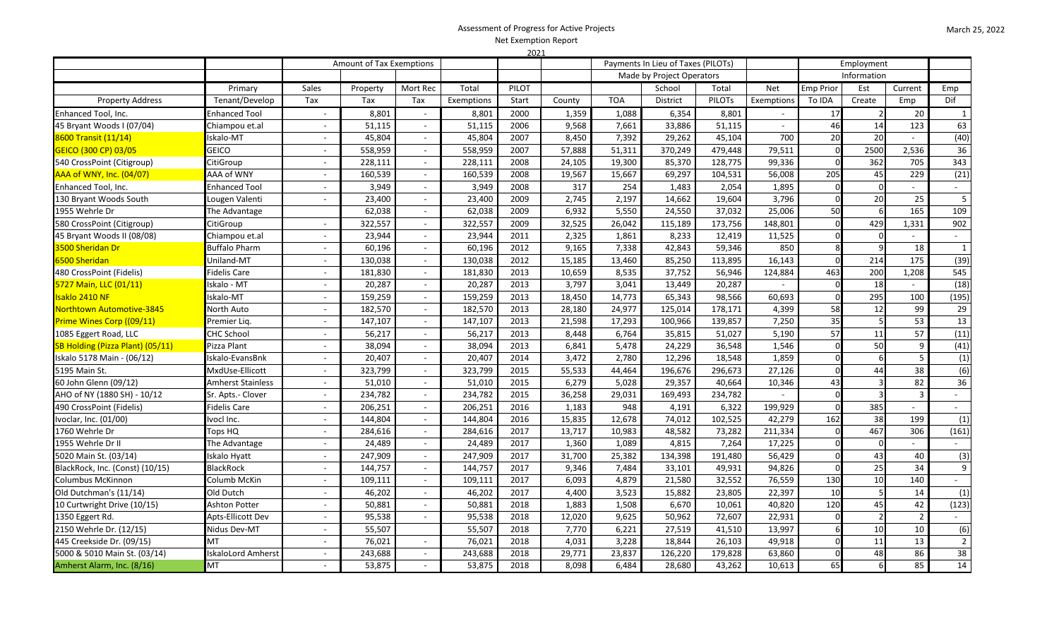# Assessment of Progress for Active Projects

## Net Exemption Report

## 2021

March 25, 2022

| | | Amount of Tax Exemptions | | | | | Payments In Lieu of Taxes (PILOTs) | | | | | Employment | | | |
|---|---|---|---|---|---|---|---|---|---|---|---|---|---|---|---|
| | | | | | | | Made by Project Operators | | | | | Information | | | |
| | Primary | Sales | Property | Mort Rec | Total | PILOT | | | School | Total | Net | Emp Prior | Est | Current | Emp |
| Property Address | Tenant/Develop | Tax | Tax | Tax | Exemptions | Start | County | TOA | District | PILOTs | Exemptions | To IDA | Create | Emp | Dif |
| Enhanced Tool, Inc. | Enhanced Tool | - | 8,801 | - | 8,801 | 2000 | 1,359 | 1,088 | 6,354 | 8,801 | - | 17 | 2 | 20 | 1 |
| 45 Bryant Woods I (07/04) | Chiampou et.al | - | 51,115 | - | 51,115 | 2006 | 9,568 | 7,661 | 33,886 | 51,115 | - | 46 | 14 | 123 | 63 |
| 8600 Transit (11/14) | Iskalo-MT | - | 45,804 | - | 45,804 | 2007 | 8,450 | 7,392 | 29,262 | 45,104 | 700 | 20 | 20 | - | (40) |
| GEICO (300 CP) 03/05 | GEICO | - | 558,959 | - | 558,959 | 2007 | 57,888 | 51,311 | 370,249 | 479,448 | 79,511 | 0 | 2500 | 2,536 | 36 |
| 540 CrossPoint (Citigroup) | CitiGroup | - | 228,111 | - | 228,111 | 2008 | 24,105 | 19,300 | 85,370 | 128,775 | 99,336 | 0 | 362 | 705 | 343 |
| AAA of WNY, Inc. (04/07) | AAA of WNY | - | 160,539 | - | 160,539 | 2008 | 19,567 | 15,667 | 69,297 | 104,531 | 56,008 | 205 | 45 | 229 | (21) |
| Enhanced Tool, Inc. | Enhanced Tool | - | 3,949 | - | 3,949 | 2008 | 317 | 254 | 1,483 | 2,054 | 1,895 | 0 | 0 | - | - |
| 130 Bryant Woods South | Lougen Valenti | - | 23,400 | - | 23,400 | 2009 | 2,745 | 2,197 | 14,662 | 19,604 | 3,796 | 0 | 20 | 25 | 5 |
| 1955 Wehrle Dr | The Advantage | | 62,038 | - | 62,038 | 2009 | 6,932 | 5,550 | 24,550 | 37,032 | 25,006 | 50 | 6 | 165 | 109 |
| 580 CrossPoint (Citigroup) | CitiGroup | - | 322,557 | - | 322,557 | 2009 | 32,525 | 26,042 | 115,189 | 173,756 | 148,801 | 0 | 429 | 1,331 | 902 |
| 45 Bryant Woods II (08/08) | Chiampou et.al | - | 23,944 | - | 23,944 | 2011 | 2,325 | 1,861 | 8,233 | 12,419 | 11,525 | 0 | 0 | - | - |
| 3500 Sheridan Dr | Buffalo Pharm | - | 60,196 | - | 60,196 | 2012 | 9,165 | 7,338 | 42,843 | 59,346 | 850 | 8 | 9 | 18 | 1 |
| 6500 Sheridan | Uniland-MT | - | 130,038 | - | 130,038 | 2012 | 15,185 | 13,460 | 85,250 | 113,895 | 16,143 | 0 | 214 | 175 | (39) |
| 480 CrossPoint (Fidelis) | Fidelis Care | - | 181,830 | - | 181,830 | 2013 | 10,659 | 8,535 | 37,752 | 56,946 | 124,884 | 463 | 200 | 1,208 | 545 |
| 5727 Main, LLC (01/11) | Iskalo - MT | - | 20,287 | - | 20,287 | 2013 | 3,797 | 3,041 | 13,449 | 20,287 | - | 0 | 18 | - | (18) |
| Isaklo 2410 NF | Iskalo-MT | - | 159,259 | - | 159,259 | 2013 | 18,450 | 14,773 | 65,343 | 98,566 | 60,693 | 0 | 295 | 100 | (195) |
| Northtown Automotive-3845 | North Auto | - | 182,570 | - | 182,570 | 2013 | 28,180 | 24,977 | 125,014 | 178,171 | 4,399 | 58 | 12 | 99 | 29 |
| Prime Wines Corp ((09/11) | Premier Liq. | - | 147,107 | - | 147,107 | 2013 | 21,598 | 17,293 | 100,966 | 139,857 | 7,250 | 35 | 5 | 53 | 13 |
| 1085 Eggert Road, LLC | CHC School | - | 56,217 | - | 56,217 | 2013 | 8,448 | 6,764 | 35,815 | 51,027 | 5,190 | 57 | 11 | 57 | (11) |
| SB Holding (Pizza Plant) (05/11) | Pizza Plant | - | 38,094 | - | 38,094 | 2013 | 6,841 | 5,478 | 24,229 | 36,548 | 1,546 | 0 | 50 | 9 | (41) |
| Iskalo 5178 Main - (06/12) | Iskalo-EvansBnk | - | 20,407 | - | 20,407 | 2014 | 3,472 | 2,780 | 12,296 | 18,548 | 1,859 | 0 | 6 | 5 | (1) |
| 5195 Main St. | MxdUse-Ellicott | - | 323,799 | - | 323,799 | 2015 | 55,533 | 44,464 | 196,676 | 296,673 | 27,126 | 0 | 44 | 38 | (6) |
| 60 John Glenn (09/12) | Amherst Stainless | - | 51,010 | - | 51,010 | 2015 | 6,279 | 5,028 | 29,357 | 40,664 | 10,346 | 43 | 3 | 82 | 36 |
| AHO of NY (1880 SH) - 10/12 | Sr. Apts.- Clover | - | 234,782 | - | 234,782 | 2015 | 36,258 | 29,031 | 169,493 | 234,782 | - | 0 | 3 | 3 | - |
| 490 CrossPoint (Fidelis) | Fidelis Care | - | 206,251 | - | 206,251 | 2016 | 1,183 | 948 | 4,191 | 6,322 | 199,929 | 0 | 385 | - | - |
| Ivoclar, Inc. (01/00) | Ivocl Inc. | - | 144,804 | - | 144,804 | 2016 | 15,835 | 12,678 | 74,012 | 102,525 | 42,279 | 162 | 38 | 199 | (1) |
| 1760 Wehrle Dr | Tops HQ | - | 284,616 | - | 284,616 | 2017 | 13,717 | 10,983 | 48,582 | 73,282 | 211,334 | 0 | 467 | 306 | (161) |
| 1955 Wehrle Dr II | The Advantage | - | 24,489 | - | 24,489 | 2017 | 1,360 | 1,089 | 4,815 | 7,264 | 17,225 | 0 | 0 | - | - |
| 5020 Main St. (03/14) | Iskalo Hyatt | - | 247,909 | - | 247,909 | 2017 | 31,700 | 25,382 | 134,398 | 191,480 | 56,429 | 0 | 43 | 40 | (3) |
| BlackRock, Inc. (Const) (10/15) | BlackRock | - | 144,757 | - | 144,757 | 2017 | 9,346 | 7,484 | 33,101 | 49,931 | 94,826 | 0 | 25 | 34 | 9 |
| Columbus McKinnon | Columb McKin | - | 109,111 | - | 109,111 | 2017 | 6,093 | 4,879 | 21,580 | 32,552 | 76,559 | 130 | 10 | 140 | - |
| Old Dutchman's (11/14) | Old Dutch | - | 46,202 | - | 46,202 | 2017 | 4,400 | 3,523 | 15,882 | 23,805 | 22,397 | 10 | 5 | 14 | (1) |
| 10 Curtwright Drive (10/15) | Ashton Potter | - | 50,881 | - | 50,881 | 2018 | 1,883 | 1,508 | 6,670 | 10,061 | 40,820 | 120 | 45 | 42 | (123) |
| 1350 Eggert Rd. | Apts-Ellicott Dev | - | 95,538 | - | 95,538 | 2018 | 12,020 | 9,625 | 50,962 | 72,607 | 22,931 | 0 | 2 | 2 | - |
| 2150 Wehrle Dr. (12/15) | Nidus Dev-MT | - | 55,507 | | 55,507 | 2018 | 7,770 | 6,221 | 27,519 | 41,510 | 13,997 | 6 | 10 | 10 | (6) |
| 445 Creekside Dr. (09/15) | MT | - | 76,021 | - | 76,021 | 2018 | 4,031 | 3,228 | 18,844 | 26,103 | 49,918 | 0 | 11 | 13 | 2 |
| 5000 & 5010 Main St. (03/14) | IskaloLord Amherst | - | 243,688 | - | 243,688 | 2018 | 29,771 | 23,837 | 126,220 | 179,828 | 63,860 | 0 | 48 | 86 | 38 |
| Amherst Alarm, Inc. (8/16) | MT | - | 53,875 | - | 53,875 | 2018 | 8,098 | 6,484 | 28,680 | 43,262 | 10,613 | 65 | 6 | 85 | 14 |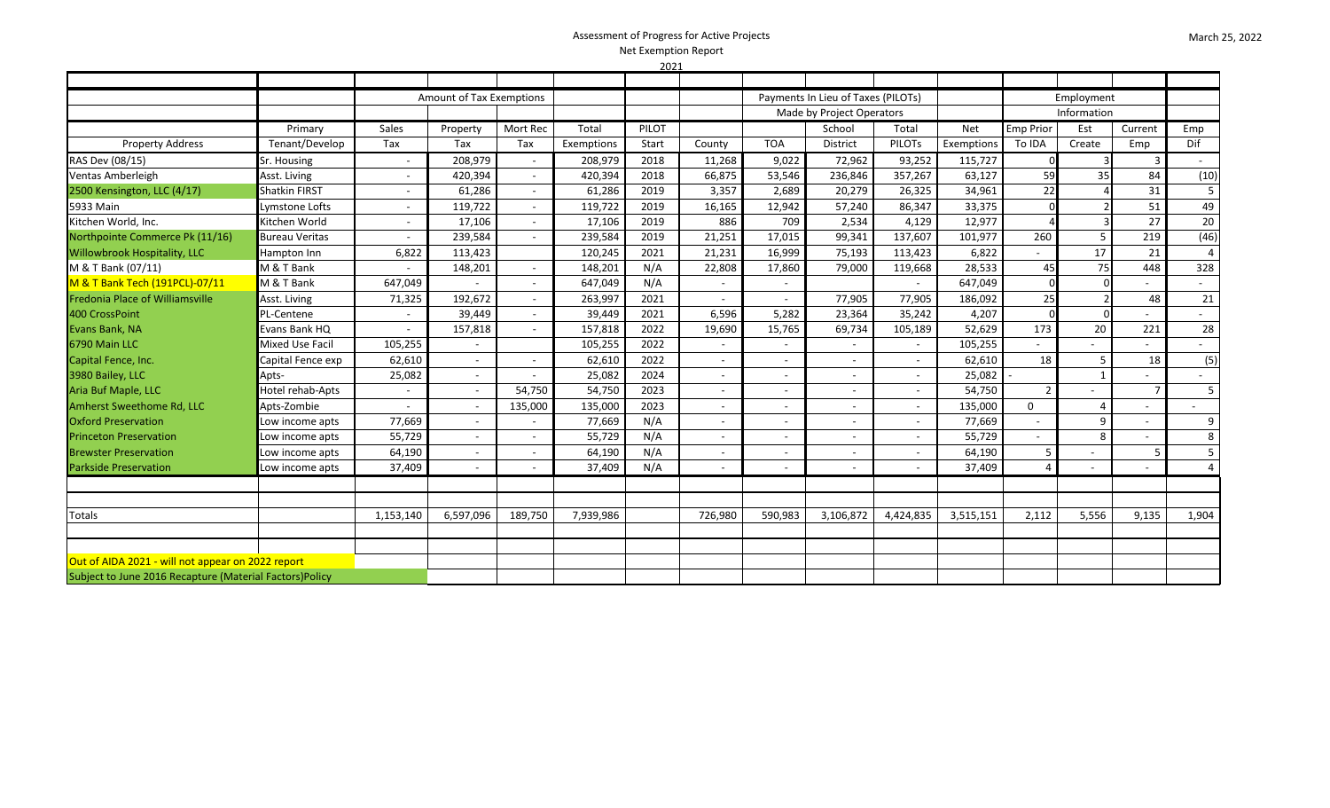# Assessment of Progress for Active Projects

## Net Exemption Report

### 2021

March 25, 2022

| | | Amount of Tax Exemptions | | | | | Payments In Lieu of Taxes (PILOTs) Made by Project Operators | | | | | Employment Information | | | |
|---|---|---|---|---|---|---|---|---|---|---|---|---|---|---|---|
| Property Address | Primary Tenant/Develop | Sales Tax | Property Tax | Mort Rec Tax | Total Exemptions | PILOT Start | County | TOA | School District | Total PILOTs | Net Exemptions | Emp Prior To IDA | Est Create | Current Emp | Emp Dif |
| RAS Dev (08/15) | Sr. Housing | - | 208,979 | - | 208,979 | 2018 | 11,268 | 9,022 | 72,962 | 93,252 | 115,727 | 0 | 3 | 3 | - |
| Ventas Amberleigh | Asst. Living | - | 420,394 | - | 420,394 | 2018 | 66,875 | 53,546 | 236,846 | 357,267 | 63,127 | 59 | 35 | 84 | (10) |
| 2500 Kensington, LLC (4/17) | Shatkin FIRST | - | 61,286 | - | 61,286 | 2019 | 3,357 | 2,689 | 20,279 | 26,325 | 34,961 | 22 | 4 | 31 | 5 |
| 5933 Main | Lymstone Lofts | - | 119,722 | - | 119,722 | 2019 | 16,165 | 12,942 | 57,240 | 86,347 | 33,375 | 0 | 2 | 51 | 49 |
| Kitchen World, Inc. | Kitchen World | - | 17,106 | - | 17,106 | 2019 | 886 | 709 | 2,534 | 4,129 | 12,977 | 4 | 3 | 27 | 20 |
| Northpointe Commerce Pk (11/16) | Bureau Veritas | - | 239,584 | - | 239,584 | 2019 | 21,251 | 17,015 | 99,341 | 137,607 | 101,977 | 260 | 5 | 219 | (46) |
| Willowbrook Hospitality, LLC | Hampton Inn | 6,822 | 113,423 | | 120,245 | 2021 | 21,231 | 16,999 | 75,193 | 113,423 | 6,822 | - | 17 | 21 | 4 |
| M & T Bank (07/11) | M & T Bank | - | 148,201 | - | 148,201 | N/A | 22,808 | 17,860 | 79,000 | 119,668 | 28,533 | 45 | 75 | 448 | 328 |
| M & T Bank Tech (191PCL)-07/11 | M & T Bank | 647,049 | - | - | 647,049 | N/A | - | - | | - | 647,049 | 0 | 0 | - | - |
| Fredonia Place of Williamsville | Asst. Living | 71,325 | 192,672 | - | 263,997 | 2021 | - | - | 77,905 | 77,905 | 186,092 | 25 | 2 | 48 | 21 |
| 400 CrossPoint | PL-Centene | - | 39,449 | - | 39,449 | 2021 | 6,596 | 5,282 | 23,364 | 35,242 | 4,207 | 0 | 0 | - | - |
| Evans Bank, NA | Evans Bank HQ | - | 157,818 | - | 157,818 | 2022 | 19,690 | 15,765 | 69,734 | 105,189 | 52,629 | 173 | 20 | 221 | 28 |
| 6790 Main LLC | Mixed Use Facil | 105,255 | - | | 105,255 | 2022 | - | - | - | - | 105,255 | - | - | - | - |
| Capital Fence, Inc. | Capital Fence exp | 62,610 | - | - | 62,610 | 2022 | - | - | - | - | 62,610 | 18 | 5 | 18 | (5) |
| 3980 Bailey, LLC | Apts- | 25,082 | - | - | 25,082 | 2024 | - | - | - | - | 25,082 | - | 1 | - | - |
| Aria Buf Maple, LLC | Hotel rehab-Apts | - | - | 54,750 | 54,750 | 2023 | - | - | - | - | 54,750 | 2 | - | 7 | 5 |
| Amherst Sweethome Rd, LLC | Apts-Zombie | - | - | 135,000 | 135,000 | 2023 | - | - | - | - | 135,000 | 0 | 4 | - | - |
| Oxford Preservation | Low income apts | 77,669 | - | | 77,669 | N/A | - | - | - | - | 77,669 | - | 9 | - | 9 |
| Princeton Preservation | Low income apts | 55,729 | - | - | 55,729 | N/A | - | - | - | - | 55,729 | - | 8 | - | 8 |
| Brewster Preservation | Low income apts | 64,190 | - | - | 64,190 | N/A | - | - | - | - | 64,190 | 5 | - | 5 | 5 |
| Parkside Preservation | Low income apts | 37,409 | - | - | 37,409 | N/A | - | - | - | - | 37,409 | 4 | - | - | 4 |
| Totals | | 1,153,140 | 6,597,096 | 189,750 | 7,939,986 | | 726,980 | 590,983 | 3,106,872 | 4,424,835 | 3,515,151 | 2,112 | 5,556 | 9,135 | 1,904 |

Out of AIDA 2021 - will not appear on 2022 report

Subject to June 2016 Recapture (Material Factors)Policy